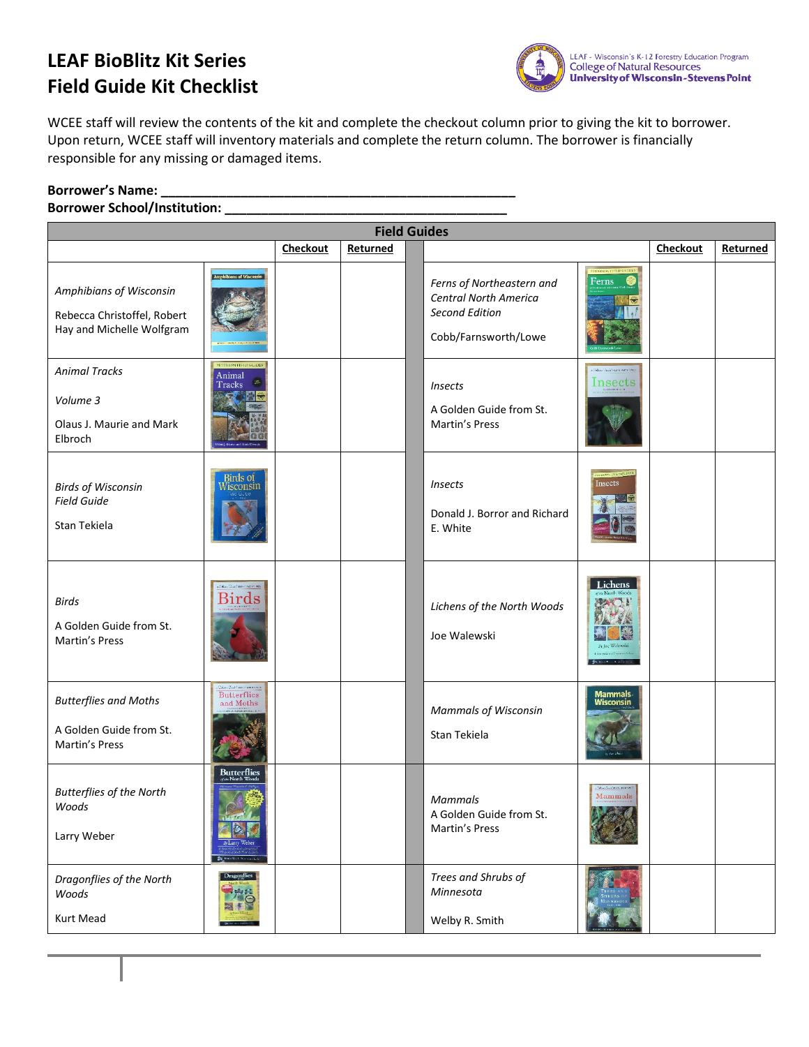# LEAF BioBlitz Kit Series
# Field Guide Kit Checklist

LEAF - Wisconsin's K-12 Forestry Education Program
College of Natural Resources
University of Wisconsin-Stevens Point

WCEE staff will review the contents of the kit and complete the checkout column prior to giving the kit to borrower. Upon return, WCEE staff will inventory materials and complete the return column. The borrower is financially responsible for any missing or damaged items.

**Borrower's Name:** ______________________________________________

**Borrower School/Institution:** ____________________________________

| Field Guides | | | | | | | |
|---|---|---|---|---|---|---|---|
| | | **Checkout** | **Returned** | | | **Checkout** | **Returned** |
| *Amphibians of Wisconsin*<br><br>Rebecca Christoffel, Robert Hay and Michelle Wolfgram | | | | *Ferns of Northeastern and Central North America Second Edition*<br><br>Cobb/Farnsworth/Lowe | | | |
| *Animal Tracks*<br><br>*Volume 3*<br><br>Olaus J. Maurie and Mark Elbroch | | | | *Insects*<br><br>A Golden Guide from St. Martin's Press | | | |
| *Birds of Wisconsin Field Guide*<br><br>Stan Tekiela | | | | *Insects*<br><br>Donald J. Borror and Richard E. White | | | |
| *Birds*<br><br>A Golden Guide from St. Martin's Press | | | | *Lichens of the North Woods*<br><br>Joe Walewski | | | |
| *Butterflies and Moths*<br><br>A Golden Guide from St. Martin's Press | | | | *Mammals of Wisconsin*<br><br>Stan Tekiela | | | |
| *Butterflies of the North Woods*<br><br>Larry Weber | | | | *Mammals*<br>A Golden Guide from St. Martin's Press | | | |
| *Dragonflies of the North Woods*<br><br>Kurt Mead | | | | *Trees and Shrubs of Minnesota*<br><br>Welby R. Smith | | | |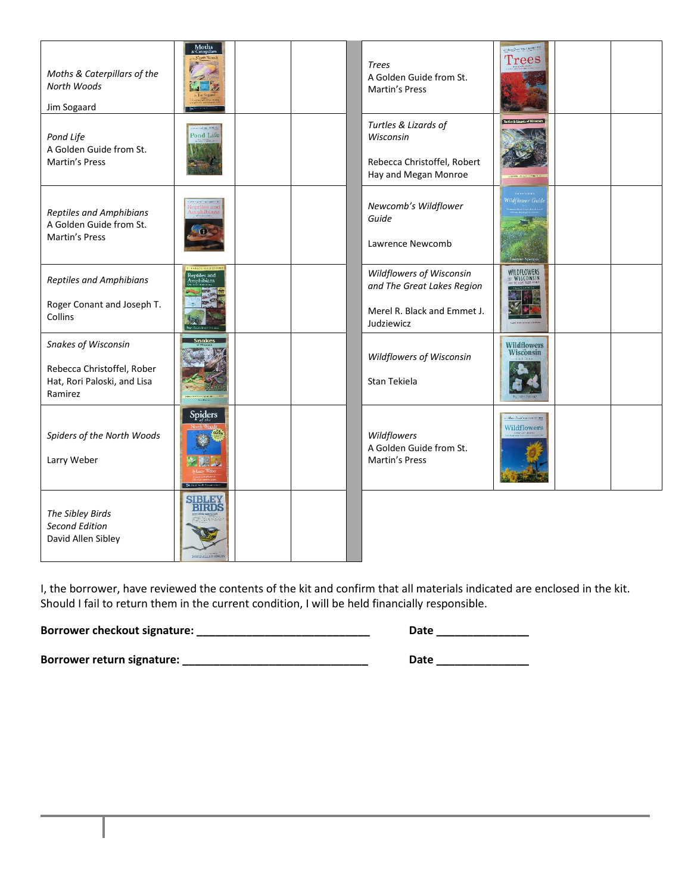| | | | | | | | | |
|---|---|---|---|---|---|---|---|---|
| *Moths & Caterpillars of the North Woods*<br><br>Jim Sogaard | | | | | *Trees*<br>A Golden Guide from St. Martin's Press | | | |
| *Pond Life*<br>A Golden Guide from St. Martin's Press | | | | | *Turtles & Lizards of Wisconsin*<br><br>Rebecca Christoffel, Robert Hay and Megan Monroe | | | |
| *Reptiles and Amphibians*<br>A Golden Guide from St. Martin's Press | | | | | *Newcomb's Wildflower Guide*<br><br>Lawrence Newcomb | | | |
| *Reptiles and Amphibians*<br><br>Roger Conant and Joseph T. Collins | | | | | *Wildflowers of Wisconsin and The Great Lakes Region*<br><br>Merel R. Black and Emmet J. Judziewicz | | | |
| *Snakes of Wisconsin*<br><br>Rebecca Christoffel, Rober Hat, Rori Paloski, and Lisa Ramirez | | | | | *Wildflowers of Wisconsin*<br><br>Stan Tekiela | | | |
| *Spiders of the North Woods*<br><br>Larry Weber | | | | | *Wildflowers*<br>A Golden Guide from St. Martin's Press | | | |
| *The Sibley Birds Second Edition*<br>David Allen Sibley | | | | | | | | |

I, the borrower, have reviewed the contents of the kit and confirm that all materials indicated are enclosed in the kit. Should I fail to return them in the current condition, I will be held financially responsible.

**Borrower checkout signature: ____________________________** **Date ______________**

**Borrower return signature: ______________________________** **Date ______________**